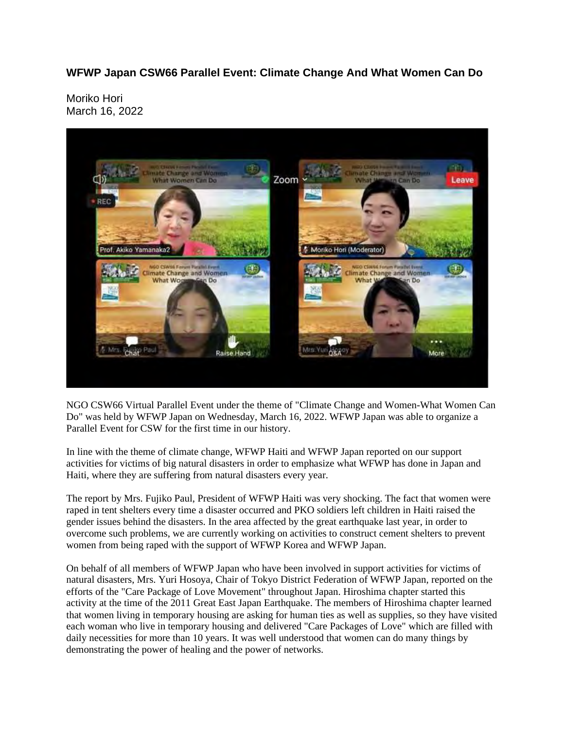# WFWP Japan CSW66 Parallel Event: Climate Change And What Women Can Do

Moriko Hori
March 16, 2022

NGO CSW66 Virtual Parallel Event under the theme of "Climate Change and Women-What Women Can Do" was held by WFWP Japan on Wednesday, March 16, 2022. WFWP Japan was able to organize a Parallel Event for CSW for the first time in our history.

In line with the theme of climate change, WFWP Haiti and WFWP Japan reported on our support activities for victims of big natural disasters in order to emphasize what WFWP has done in Japan and Haiti, where they are suffering from natural disasters every year.

The report by Mrs. Fujiko Paul, President of WFWP Haiti was very shocking. The fact that women were raped in tent shelters every time a disaster occurred and PKO soldiers left children in Haiti raised the gender issues behind the disasters. In the area affected by the great earthquake last year, in order to overcome such problems, we are currently working on activities to construct cement shelters to prevent women from being raped with the support of WFWP Korea and WFWP Japan.

On behalf of all members of WFWP Japan who have been involved in support activities for victims of natural disasters, Mrs. Yuri Hosoya, Chair of Tokyo District Federation of WFWP Japan, reported on the efforts of the "Care Package of Love Movement" throughout Japan. Hiroshima chapter started this activity at the time of the 2011 Great East Japan Earthquake. The members of Hiroshima chapter learned that women living in temporary housing are asking for human ties as well as supplies, so they have visited each woman who live in temporary housing and delivered "Care Packages of Love" which are filled with daily necessities for more than 10 years. It was well understood that women can do many things by demonstrating the power of healing and the power of networks.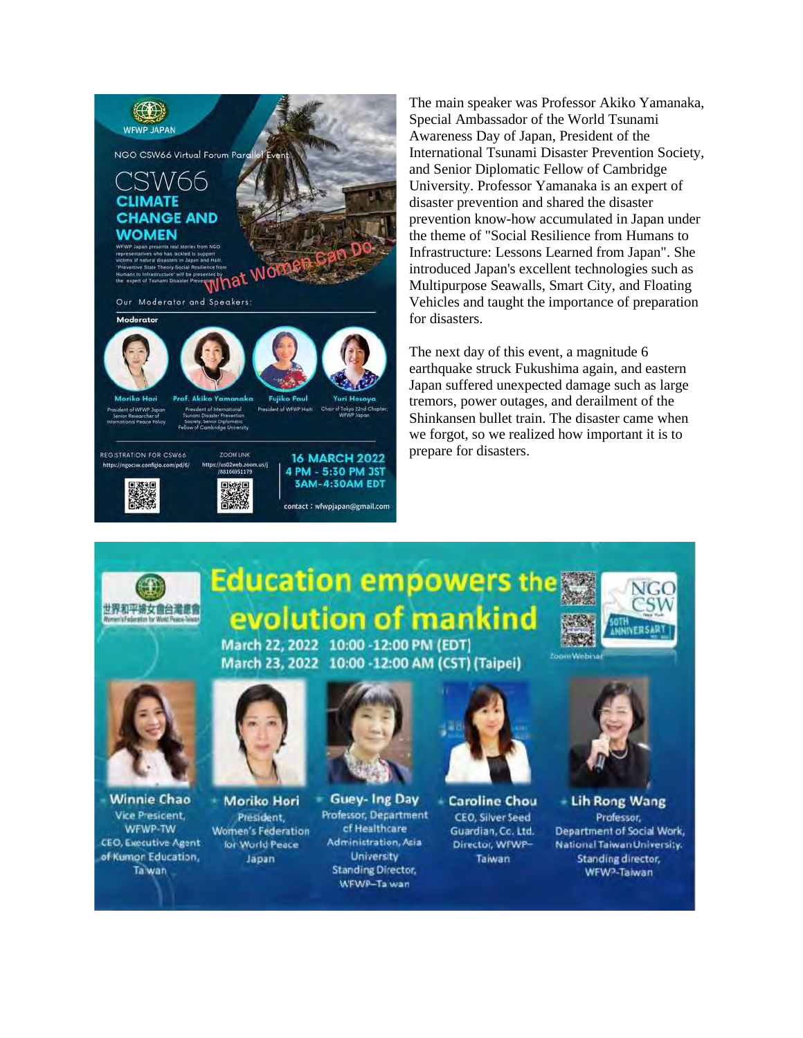The main speaker was Professor Akiko Yamanaka, Special Ambassador of the World Tsunami Awareness Day of Japan, President of the International Tsunami Disaster Prevention Society, and Senior Diplomatic Fellow of Cambridge University. Professor Yamanaka is an expert of disaster prevention and shared the disaster prevention know-how accumulated in Japan under the theme of "Social Resilience from Humans to Infrastructure: Lessons Learned from Japan". She introduced Japan's excellent technologies such as Multipurpose Seawalls, Smart City, and Floating Vehicles and taught the importance of preparation for disasters.

The next day of this event, a magnitude 6 earthquake struck Fukushima again, and eastern Japan suffered unexpected damage such as large tremors, power outages, and derailment of the Shinkansen bullet train. The disaster came when we forgot, so we realized how important it is to prepare for disasters.